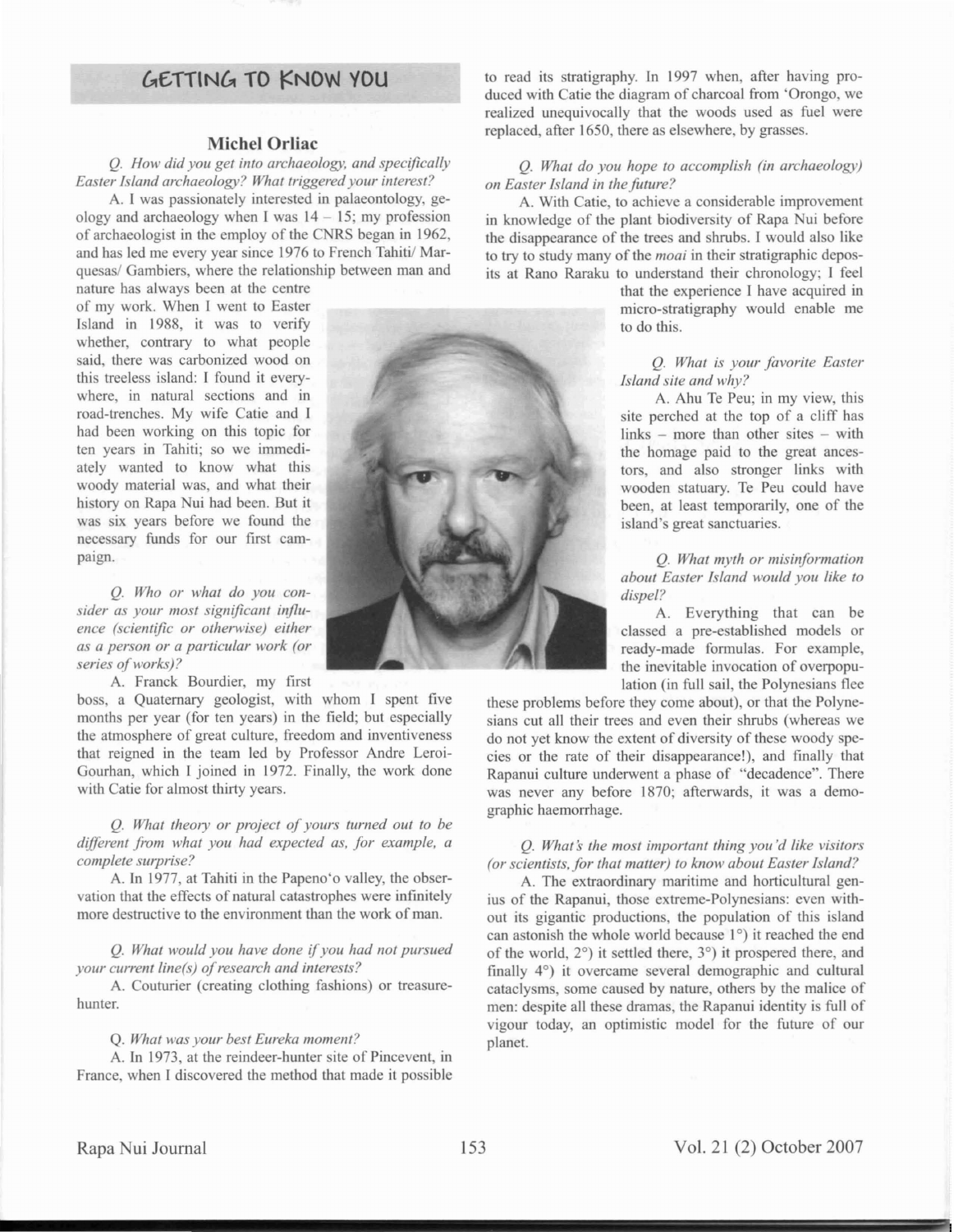## GETTING TO KNOW YOU

### Michel Orliac

*Q. How did you get into archaeology, and specifically Easter Island archaeology? What triggered your interest?*

A. I was passionately interested in palaeontology, geology and archaeology when I was 14 – 15; my profession of archaeologist in the employ of the CNRS began in 1962, and has led me every year since 1976 to French Tahiti/ Marquesas/ Gambiers, where the relationship between man and nature has always been at the centre of my work. When I went to Easter Island in 1988, it was to verify whether, contrary to what people said, there was carbonized wood on this treeless island: I found it everywhere, in natural sections and in road-trenches. My wife Catie and I had been working on this topic for ten years in Tahiti; so we immediately wanted to know what this woody material was, and what their history on Rapa Nui had been. But it was six years before we found the necessary funds for our first campaign.

*Q. Who or what do you consider as your most significant influence (scientific or otherwise) either as a person or a particular work (or series of works)?*

A. Franck Bourdier, my first boss, a Quaternary geologist, with whom I spent five months per year (for ten years) in the field; but especially the atmosphere of great culture, freedom and inventiveness that reigned in the team led by Professor Andre Leroi-Gourhan, which I joined in 1972. Finally, the work done with Catie for almost thirty years.

*Q. What theory or project of yours turned out to be different from what you had expected as, for example, a complete surprise?*

A. In 1977, at Tahiti in the Papeno'o valley, the observation that the effects of natural catastrophes were infinitely more destructive to the environment than the work of man.

*Q. What would you have done if you had not pursued your current line(s) of research and interests?*

A. Couturier (creating clothing fashions) or treasure-hunter.

*Q. What was your best Eureka moment?*

A. In 1973, at the reindeer-hunter site of Pincevent, in France, when I discovered the method that made it possible to read its stratigraphy. In 1997 when, after having produced with Catie the diagram of charcoal from 'Orongo, we realized unequivocally that the woods used as fuel were replaced, after 1650, there as elsewhere, by grasses.

*Q. What do you hope to accomplish (in archaeology) on Easter Island in the future?*

A. With Catie, to achieve a considerable improvement in knowledge of the plant biodiversity of Rapa Nui before the disappearance of the trees and shrubs. I would also like to try to study many of the *moai* in their stratigraphic deposits at Rano Raraku to understand their chronology; I feel that the experience I have acquired in micro-stratigraphy would enable me to do this.

*Q. What is your favorite Easter Island site and why?*

A. Ahu Te Peu; in my view, this site perched at the top of a cliff has links – more than other sites – with the homage paid to the great ancestors, and also stronger links with wooden statuary. Te Peu could have been, at least temporarily, one of the island's great sanctuaries.

*Q. What myth or misinformation about Easter Island would you like to dispel?*

A. Everything that can be classed a pre-established models or ready-made formulas. For example, the inevitable invocation of overpopulation (in full sail, the Polynesians flee these problems before they come about), or that the Polynesians cut all their trees and even their shrubs (whereas we do not yet know the extent of diversity of these woody species or the rate of their disappearance!), and finally that Rapanui culture underwent a phase of "decadence". There was never any before 1870; afterwards, it was a demographic haemorrhage.

*Q. What's the most important thing you'd like visitors (or scientists, for that matter) to know about Easter Island?*

A. The extraordinary maritime and horticultural genius of the Rapanui, those extreme-Polynesians: even without its gigantic productions, the population of this island can astonish the whole world because 1°) it reached the end of the world, 2°) it settled there, 3°) it prospered there, and finally 4°) it overcame several demographic and cultural cataclysms, some caused by nature, others by the malice of men: despite all these dramas, the Rapanui identity is full of vigour today, an optimistic model for the future of our planet.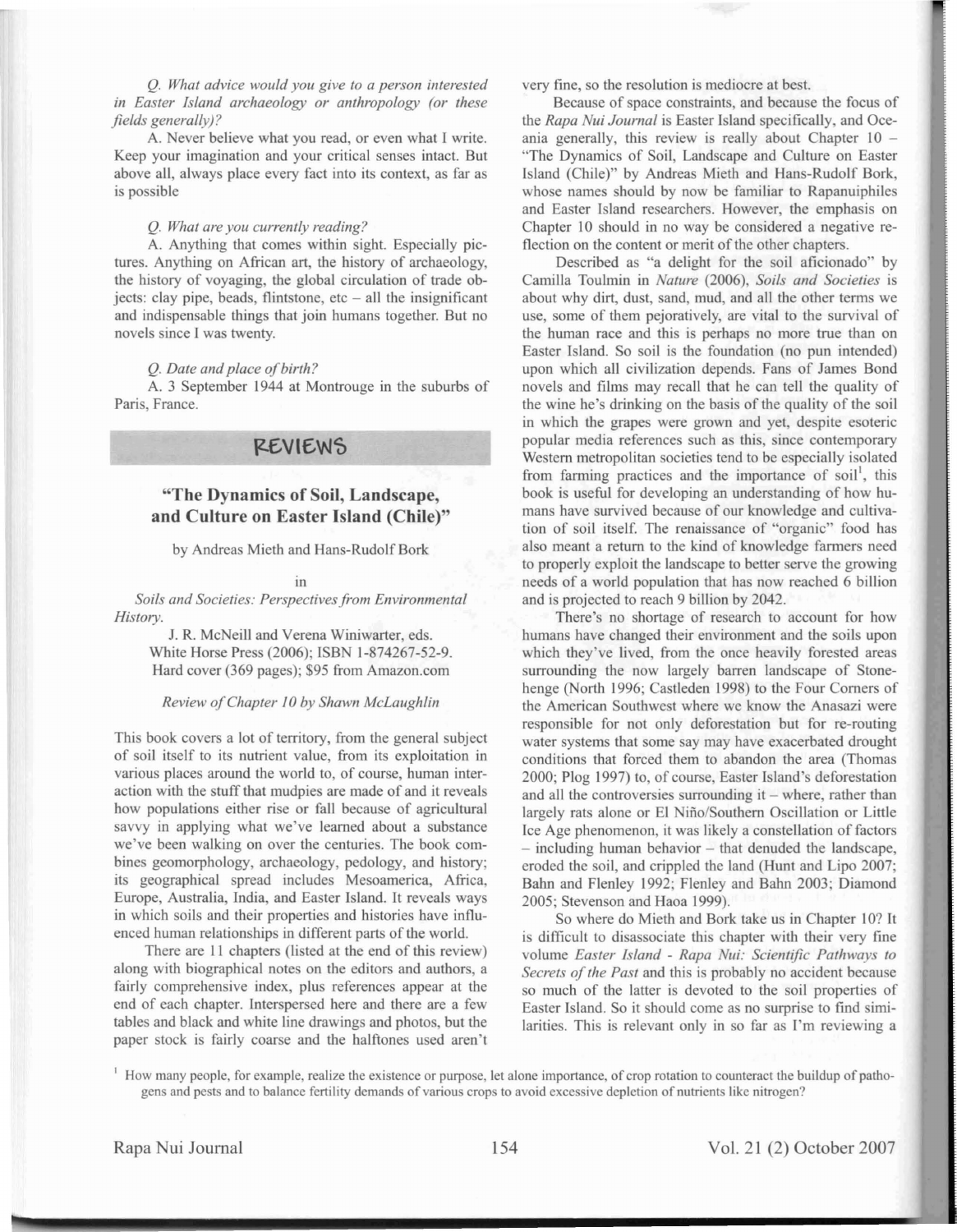*Q. What advice would you give to a person interested in Easter Island archaeology or anthropology (or these fields generally)?*

A. Never believe what you read, or even what I write. Keep your imagination and your critical senses intact. But above all, always place every fact into its context, as far as is possible

*Q. What are you currently reading?*

A. Anything that comes within sight. Especially pictures. Anything on African art, the history of archaeology, the history of voyaging, the global circulation of trade objects: clay pipe, beads, flintstone, etc – all the insignificant and indispensable things that join humans together. But no novels since I was twenty.

*Q. Date and place of birth?*

A. 3 September 1944 at Montrouge in the suburbs of Paris, France.

## REVIEWS

### "The Dynamics of Soil, Landscape, and Culture on Easter Island (Chile)"

by Andreas Mieth and Hans-Rudolf Bork

in

*Soils and Societies: Perspectives from Environmental History.*

J. R. McNeill and Verena Winiwarter, eds.
White Horse Press (2006); ISBN 1-874267-52-9.
Hard cover (369 pages); $95 from Amazon.com

*Review of Chapter 10 by Shawn McLaughlin*

This book covers a lot of territory, from the general subject of soil itself to its nutrient value, from its exploitation in various places around the world to, of course, human interaction with the stuff that mudpies are made of and it reveals how populations either rise or fall because of agricultural savvy in applying what we've learned about a substance we've been walking on over the centuries. The book combines geomorphology, archaeology, pedology, and history; its geographical spread includes Mesoamerica, Africa, Europe, Australia, India, and Easter Island. It reveals ways in which soils and their properties and histories have influenced human relationships in different parts of the world.

There are 11 chapters (listed at the end of this review) along with biographical notes on the editors and authors, a fairly comprehensive index, plus references appear at the end of each chapter. Interspersed here and there are a few tables and black and white line drawings and photos, but the paper stock is fairly coarse and the halftones used aren't very fine, so the resolution is mediocre at best.

Because of space constraints, and because the focus of the *Rapa Nui Journal* is Easter Island specifically, and Oceania generally, this review is really about Chapter 10 – "The Dynamics of Soil, Landscape and Culture on Easter Island (Chile)" by Andreas Mieth and Hans-Rudolf Bork, whose names should by now be familiar to Rapanuiphiles and Easter Island researchers. However, the emphasis on Chapter 10 should in no way be considered a negative reflection on the content or merit of the other chapters.

Described as "a delight for the soil aficionado" by Camilla Toulmin in *Nature* (2006), *Soils and Societies* is about why dirt, dust, sand, mud, and all the other terms we use, some of them pejoratively, are vital to the survival of the human race and this is perhaps no more true than on Easter Island. So soil is the foundation (no pun intended) upon which all civilization depends. Fans of James Bond novels and films may recall that he can tell the quality of the wine he's drinking on the basis of the quality of the soil in which the grapes were grown and yet, despite esoteric popular media references such as this, since contemporary Western metropolitan societies tend to be especially isolated from farming practices and the importance of soil[1], this book is useful for developing an understanding of how humans have survived because of our knowledge and cultivation of soil itself. The renaissance of "organic" food has also meant a return to the kind of knowledge farmers need to properly exploit the landscape to better serve the growing needs of a world population that has now reached 6 billion and is projected to reach 9 billion by 2042.

There's no shortage of research to account for how humans have changed their environment and the soils upon which they've lived, from the once heavily forested areas surrounding the now largely barren landscape of Stonehenge (North 1996; Castleden 1998) to the Four Corners of the American Southwest where we know the Anasazi were responsible for not only deforestation but for re-routing water systems that some say may have exacerbated drought conditions that forced them to abandon the area (Thomas 2000; Plog 1997) to, of course, Easter Island's deforestation and all the controversies surrounding it – where, rather than largely rats alone or El Niño/Southern Oscillation or Little Ice Age phenomenon, it was likely a constellation of factors – including human behavior – that denuded the landscape, eroded the soil, and crippled the land (Hunt and Lipo 2007; Bahn and Flenley 1992; Flenley and Bahn 2003; Diamond 2005; Stevenson and Haoa 1999).

So where do Mieth and Bork take us in Chapter 10? It is difficult to disassociate this chapter with their very fine volume *Easter Island - Rapa Nui: Scientific Pathways to Secrets of the Past* and this is probably no accident because so much of the latter is devoted to the soil properties of Easter Island. So it should come as no surprise to find similarities. This is relevant only in so far as I'm reviewing a

[1] How many people, for example, realize the existence or purpose, let alone importance, of crop rotation to counteract the buildup of pathogens and pests and to balance fertility demands of various crops to avoid excessive depletion of nutrients like nitrogen?